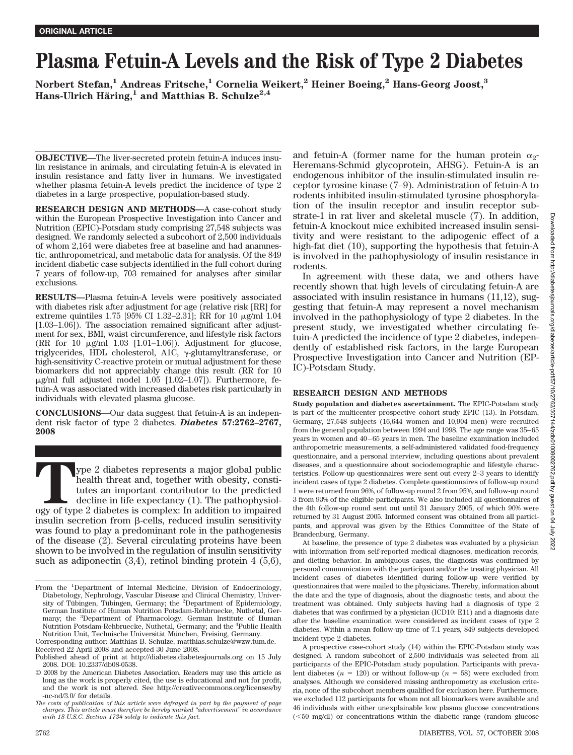ORIGINAL ARTICLE

# Plasma Fetuin-A Levels and the Risk of Type 2 Diabetes

**Norbert Stefan,[1] Andreas Fritsche,[1] Cornelia Weikert,[2] Heiner Boeing,[2] Hans-Georg Joost,[3] Hans-Ulrich Häring,[1] and Matthias B. Schulze[2,4]**

**OBJECTIVE**—The liver-secreted protein fetuin-A induces insulin resistance in animals, and circulating fetuin-A is elevated in insulin resistance and fatty liver in humans. We investigated whether plasma fetuin-A levels predict the incidence of type 2 diabetes in a large prospective, population-based study.

**RESEARCH DESIGN AND METHODS**—A case-cohort study within the European Prospective Investigation into Cancer and Nutrition (EPIC)-Potsdam study comprising 27,548 subjects was designed. We randomly selected a subcohort of 2,500 individuals of whom 2,164 were diabetes free at baseline and had anamnestic, anthropometrical, and metabolic data for analysis. Of the 849 incident diabetic case subjects identified in the full cohort during 7 years of follow-up, 703 remained for analyses after similar exclusions.

**RESULTS**—Plasma fetuin-A levels were positively associated with diabetes risk after adjustment for age (relative risk [RR] for extreme quintiles 1.75 [95% CI 1.32–2.31]; RR for 10 μg/ml 1.04 [1.03–1.06]). The association remained significant after adjustment for sex, BMI, waist circumference, and lifestyle risk factors (RR for 10 μg/ml 1.03 [1.01–1.06]). Adjustment for glucose, triglycerides, HDL cholesterol, A1C, γ-glutamyltransferase, or high-sensitivity C-reactive protein or mutual adjustment for these biomarkers did not appreciably change this result (RR for 10 μg/ml full adjusted model 1.05 [1.02–1.07]). Furthermore, fetuin-A was associated with increased diabetes risk particularly in individuals with elevated plasma glucose.

**CONCLUSIONS**—Our data suggest that fetuin-A is an independent risk factor of type 2 diabetes. ***Diabetes* 57:2762–2767, 2008**

Type 2 diabetes represents a major global public health threat and, together with obesity, constitutes an important contributor to the predicted decline in life expectancy (1). The pathophysiology of type 2 diabetes is complex: In addition to impaired insulin secretion from β-cells, reduced insulin sensitivity was found to play a predominant role in the pathogenesis of the disease (2). Several circulating proteins have been shown to be involved in the regulation of insulin sensitivity such as adiponectin (3,4), retinol binding protein 4 (5,6), and fetuin-A (former name for the human protein $\alpha_2$-Heremans-Schmid glycoprotein, AHSG). Fetuin-A is an endogenous inhibitor of the insulin-stimulated insulin receptor tyrosine kinase (7–9). Administration of fetuin-A to rodents inhibited insulin-stimulated tyrosine phosphorylation of the insulin receptor and insulin receptor substrate-1 in rat liver and skeletal muscle (7). In addition, fetuin-A knockout mice exhibited increased insulin sensitivity and were resistant to the adipogenic effect of a high-fat diet (10), supporting the hypothesis that fetuin-A is involved in the pathophysiology of insulin resistance in rodents.

In agreement with these data, we and others have recently shown that high levels of circulating fetuin-A are associated with insulin resistance in humans (11,12), suggesting that fetuin-A may represent a novel mechanism involved in the pathophysiology of type 2 diabetes. In the present study, we investigated whether circulating fetuin-A predicted the incidence of type 2 diabetes, independently of established risk factors, in the large European Prospective Investigation into Cancer and Nutrition (EPIC)-Potsdam Study.

From the [1]Department of Internal Medicine, Division of Endocrinology, Diabetology, Nephrology, Vascular Disease and Clinical Chemistry, University of Tübingen, Tübingen, Germany; the [2]Department of Epidemiology, German Institute of Human Nutrition Potsdam-Rehbruecke, Nuthetal, Germany; the [3]Department of Pharmacology, German Institute of Human Nutrition Potsdam-Rehbruecke, Nuthetal, Germany; and the [4]Public Health Nutrition Unit, Technische Universität München, Freising, Germany.

Corresponding author: Matthias B. Schulze, matthias.schulze@wzw.tum.de.

Received 22 April 2008 and accepted 30 June 2008.

Published ahead of print at http://diabetes.diabetesjournals.org on 15 July 2008. DOI: 10.2337/db08-0538.

© 2008 by the American Diabetes Association. Readers may use this article as long as the work is properly cited, the use is educational and not for profit, and the work is not altered. See http://creativecommons.org/licenses/by-nc-nd/3.0/ for details.

*The costs of publication of this article were defrayed in part by the payment of page charges. This article must therefore be hereby marked "advertisement" in accordance with 18 U.S.C. Section 1734 solely to indicate this fact.*

## RESEARCH DESIGN AND METHODS

**Study population and diabetes ascertainment.** The EPIC-Potsdam study is part of the multicenter prospective cohort study EPIC (13). In Potsdam, Germany, 27,548 subjects (16,644 women and 10,904 men) were recruited from the general population between 1994 and 1998. The age range was 35–65 years in women and 40–65 years in men. The baseline examination included anthropometric measurements, a self-administered validated food-frequency questionnaire, and a personal interview, including questions about prevalent diseases, and a questionnaire about sociodemographic and lifestyle characteristics. Follow-up questionnaires were sent out every 2–3 years to identify incident cases of type 2 diabetes. Complete questionnaires of follow-up round 1 were returned from 96%, of follow-up round 2 from 95%, and follow-up round 3 from 93% of the eligible participants. We also included all questionnaires of the 4th follow-up round sent out until 31 January 2005, of which 90% were returned by 31 August 2005. Informed consent was obtained from all participants, and approval was given by the Ethics Committee of the State of Brandenburg, Germany.

At baseline, the presence of type 2 diabetes was evaluated by a physician with information from self-reported medical diagnoses, medication records, and dieting behavior. In ambiguous cases, the diagnosis was confirmed by personal communication with the participant and/or the treating physician. All incident cases of diabetes identified during follow-up were verified by questionnaires that were mailed to the physicians. Thereby, information about the date and the type of diagnosis, about the diagnostic tests, and about the treatment was obtained. Only subjects having had a diagnosis of type 2 diabetes that was confirmed by a physician (ICD10: E11) and a diagnosis date after the baseline examination were considered as incident cases of type 2 diabetes. Within a mean follow-up time of 7.1 years, 849 subjects developed incident type 2 diabetes.

A prospective case-cohort study (14) within the EPIC-Potsdam study was designed. A random subcohort of 2,500 individuals was selected from all participants of the EPIC-Potsdam study population. Participants with prevalent diabetes ($n$ = 120) or without follow-up ($n$ = 58) were excluded from analyses. Although we considered missing anthropometry as exclusion criteria, none of the subcohort members qualified for exclusion here. Furthermore, we excluded 112 participants for whom not all biomarkers were available and 46 individuals with either unexplainable low plasma glucose concentrations (<50 mg/dl) or concentrations within the diabetic range (random glucose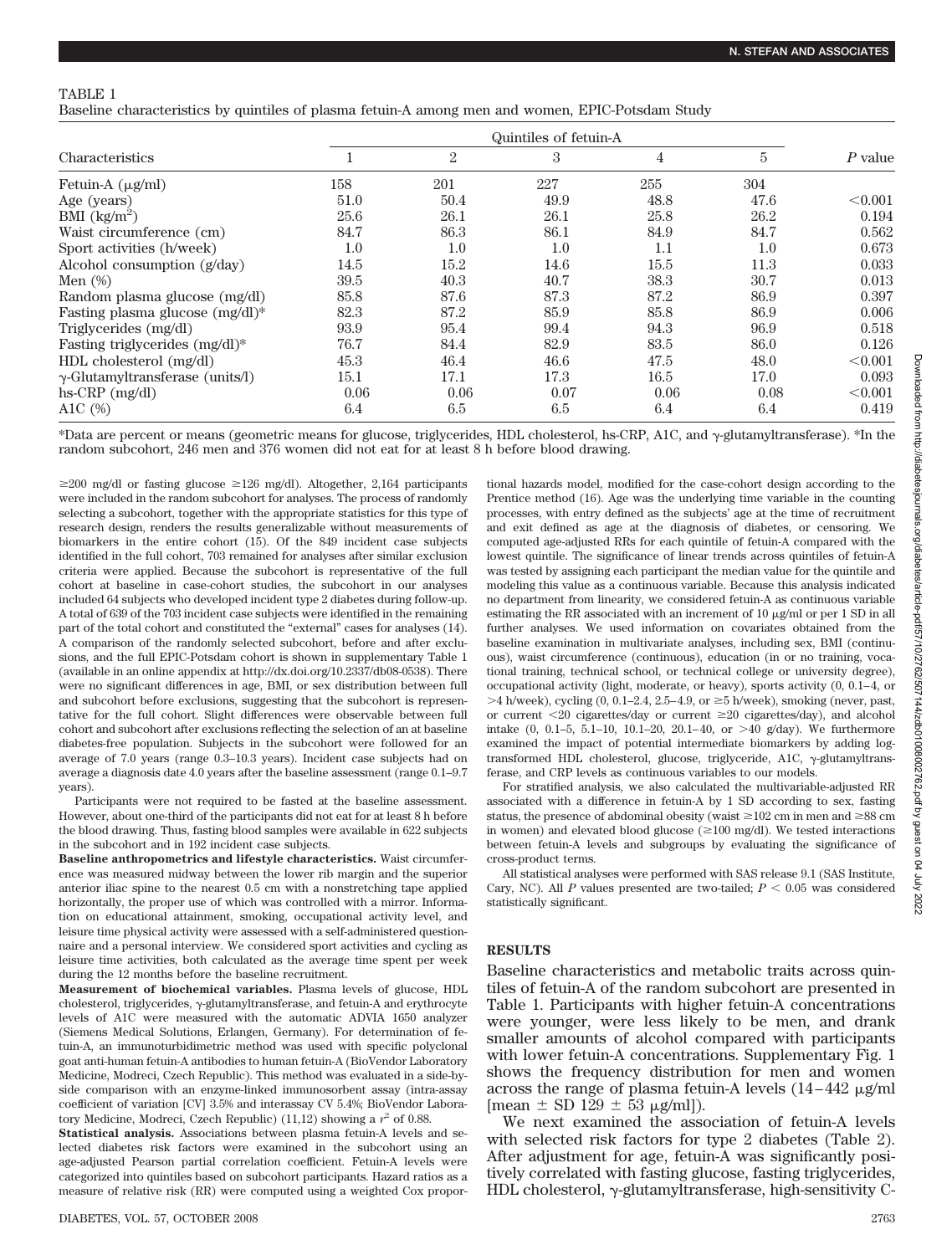TABLE 1

Baseline characteristics by quintiles of plasma fetuin-A among men and women, EPIC-Potsdam Study

| Characteristics | Quintiles of fetuin-A | | | | | *P* value |
|---|---|---|---|---|---|---|
| | 1 | 2 | 3 | 4 | 5 | |
| Fetuin-A (μg/ml) | 158 | 201 | 227 | 255 | 304 | |
| Age (years) | 51.0 | 50.4 | 49.9 | 48.8 | 47.6 | <0.001 |
| BMI (kg/m$^2$) | 25.6 | 26.1 | 26.1 | 25.8 | 26.2 | 0.194 |
| Waist circumference (cm) | 84.7 | 86.3 | 86.1 | 84.9 | 84.7 | 0.562 |
| Sport activities (h/week) | 1.0 | 1.0 | 1.0 | 1.1 | 1.0 | 0.673 |
| Alcohol consumption (g/day) | 14.5 | 15.2 | 14.6 | 15.5 | 11.3 | 0.033 |
| Men (%) | 39.5 | 40.3 | 40.7 | 38.3 | 30.7 | 0.013 |
| Random plasma glucose (mg/dl) | 85.8 | 87.6 | 87.3 | 87.2 | 86.9 | 0.397 |
| Fasting plasma glucose (mg/dl)* | 82.3 | 87.2 | 85.9 | 85.8 | 86.9 | 0.006 |
| Triglycerides (mg/dl) | 93.9 | 95.4 | 99.4 | 94.3 | 96.9 | 0.518 |
| Fasting triglycerides (mg/dl)* | 76.7 | 84.4 | 82.9 | 83.5 | 86.0 | 0.126 |
| HDL cholesterol (mg/dl) | 45.3 | 46.4 | 46.6 | 47.5 | 48.0 | <0.001 |
| γ-Glutamyltransferase (units/l) | 15.1 | 17.1 | 17.3 | 16.5 | 17.0 | 0.093 |
| hs-CRP (mg/dl) | 0.06 | 0.06 | 0.07 | 0.06 | 0.08 | <0.001 |
| A1C (%) | 6.4 | 6.5 | 6.5 | 6.4 | 6.4 | 0.419 |

*Data are percent or means (geometric means for glucose, triglycerides, HDL cholesterol, hs-CRP, A1C, and γ-glutamyltransferase). *In the random subcohort, 246 men and 376 women did not eat for at least 8 h before blood drawing.

≥200 mg/dl or fasting glucose ≥126 mg/dl). Altogether, 2,164 participants were included in the random subcohort for analyses. The process of randomly selecting a subcohort, together with the appropriate statistics for this type of research design, renders the results generalizable without measurements of biomarkers in the entire cohort (15). Of the 849 incident case subjects identified in the full cohort, 703 remained for analyses after similar exclusion criteria were applied. Because the subcohort is representative of the full cohort at baseline in case-cohort studies, the subcohort in our analyses included 64 subjects who developed incident type 2 diabetes during follow-up. A total of 639 of the 703 incident case subjects were identified in the remaining part of the total cohort and constituted the "external" cases for analyses (14). A comparison of the randomly selected subcohort, before and after exclusions, and the full EPIC-Potsdam cohort is shown in supplementary Table 1 (available in an online appendix at http://dx.doi.org/10.2337/db08-0538). There were no significant differences in age, BMI, or sex distribution between full and subcohort before exclusions, suggesting that the subcohort is representative for the full cohort. Slight differences were observable between full cohort and subcohort after exclusions reflecting the selection of an at baseline diabetes-free population. Subjects in the subcohort were followed for an average of 7.0 years (range 0.3–10.3 years). Incident case subjects had on average a diagnosis date 4.0 years after the baseline assessment (range 0.1–9.7 years).

Participants were not required to be fasted at the baseline assessment. However, about one-third of the participants did not eat for at least 8 h before the blood drawing. Thus, fasting blood samples were available in 622 subjects in the subcohort and in 192 incident case subjects.

**Baseline anthropometrics and lifestyle characteristics.** Waist circumference was measured midway between the lower rib margin and the superior anterior iliac spine to the nearest 0.5 cm with a nonstretching tape applied horizontally, the proper use of which was controlled with a mirror. Information on educational attainment, smoking, occupational activity level, and leisure time physical activity were assessed with a self-administered questionnaire and a personal interview. We considered sport activities and cycling as leisure time activities, both calculated as the average time spent per week during the 12 months before the baseline recruitment.

**Measurement of biochemical variables.** Plasma levels of glucose, HDL cholesterol, triglycerides, γ-glutamyltransferase, and fetuin-A and erythrocyte levels of A1C were measured with the automatic ADVIA 1650 analyzer (Siemens Medical Solutions, Erlangen, Germany). For determination of fetuin-A, an immunoturbidimetric method was used with specific polyclonal goat anti-human fetuin-A antibodies to human fetuin-A (BioVendor Laboratory Medicine, Modreci, Czech Republic). This method was evaluated in a side-by-side comparison with an enzyme-linked immunosorbent assay (intra-assay coefficient of variation [CV] 3.5% and interassay CV 5.4%; BioVendor Laboratory Medicine, Modreci, Czech Republic) (11,12) showing a $r^2$ of 0.88.

**Statistical analysis.** Associations between plasma fetuin-A levels and selected diabetes risk factors were examined in the subcohort using an age-adjusted Pearson partial correlation coefficient. Fetuin-A levels were categorized into quintiles based on subcohort participants. Hazard ratios as a measure of relative risk (RR) were computed using a weighted Cox proportional hazards model, modified for the case-cohort design according to the Prentice method (16). Age was the underlying time variable in the counting processes, with entry defined as the subjects' age at the time of recruitment and exit defined as age at the diagnosis of diabetes, or censoring. We computed age-adjusted RRs for each quintile of fetuin-A compared with the lowest quintile. The significance of linear trends across quintiles of fetuin-A was tested by assigning each participant the median value for the quintile and modeling this value as a continuous variable. Because this analysis indicated no department from linearity, we considered fetuin-A as continuous variable estimating the RR associated with an increment of 10 μg/ml or per 1 SD in all further analyses. We used information on covariates obtained from the baseline examination in multivariate analyses, including sex, BMI (continuous), waist circumference (continuous), education (in or no training, vocational training, technical school, or technical college or university degree), occupational activity (light, moderate, or heavy), sports activity (0, 0.1–4, or >4 h/week), cycling (0, 0.1–2.4, 2.5–4.9, or ≥5 h/week), smoking (never, past, or current <20 cigarettes/day or current ≥20 cigarettes/day), and alcohol intake (0, 0.1–5, 5.1–10, 10.1–20, 20.1–40, or >40 g/day). We furthermore examined the impact of potential intermediate biomarkers by adding log-transformed HDL cholesterol, glucose, triglyceride, A1C, γ-glutamyltransferase, and CRP levels as continuous variables to our models.

For stratified analysis, we also calculated the multivariable-adjusted RR associated with a difference in fetuin-A by 1 SD according to sex, fasting status, the presence of abdominal obesity (waist ≥102 cm in men and ≥88 cm in women) and elevated blood glucose (≥100 mg/dl). We tested interactions between fetuin-A levels and subgroups by evaluating the significance of cross-product terms.

All statistical analyses were performed with SAS release 9.1 (SAS Institute, Cary, NC). All *P* values presented are two-tailed; $P < 0.05$ was considered statistically significant.

## RESULTS

Baseline characteristics and metabolic traits across quintiles of fetuin-A of the random subcohort are presented in Table 1. Participants with higher fetuin-A concentrations were younger, were less likely to be men, and drank smaller amounts of alcohol compared with participants with lower fetuin-A concentrations. Supplementary Fig. 1 shows the frequency distribution for men and women across the range of plasma fetuin-A levels (14–442 μg/ml [mean ± SD 129 ± 53 μg/ml]).

We next examined the association of fetuin-A levels with selected risk factors for type 2 diabetes (Table 2). After adjustment for age, fetuin-A was significantly positively correlated with fasting glucose, fasting triglycerides, HDL cholesterol, γ-glutamyltransferase, high-sensitivity C-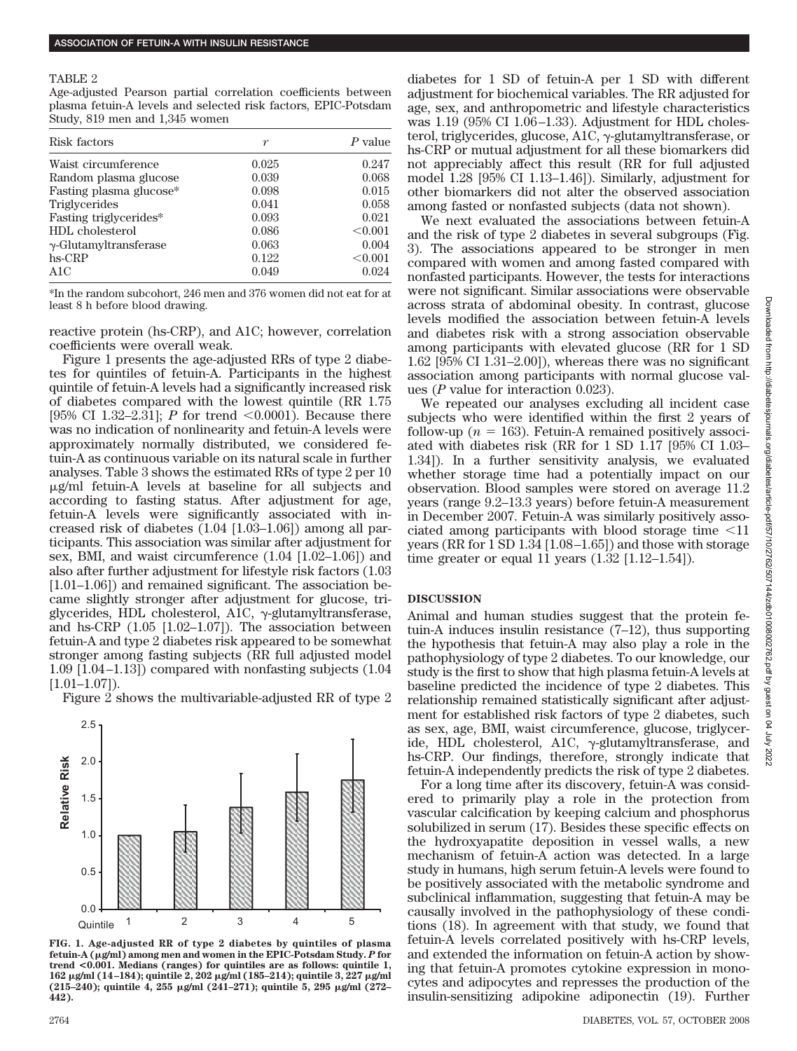TABLE 2

Age-adjusted Pearson partial correlation coefficients between plasma fetuin-A levels and selected risk factors, EPIC-Potsdam Study, 819 men and 1,345 women

| Risk factors | *r* | *P* value |
|---|---|---|
| Waist circumference | 0.025 | 0.247 |
| Random plasma glucose | 0.039 | 0.068 |
| Fasting plasma glucose* | 0.098 | 0.015 |
| Triglycerides | 0.041 | 0.058 |
| Fasting triglycerides* | 0.093 | 0.021 |
| HDL cholesterol | 0.086 | <0.001 |
| γ-Glutamyltransferase | 0.063 | 0.004 |
| hs-CRP | 0.122 | <0.001 |
| A1C | 0.049 | 0.024 |

*In the random subcohort, 246 men and 376 women did not eat for at least 8 h before blood drawing.

reactive protein (hs-CRP), and A1C; however, correlation coefficients were overall weak.

Figure 1 presents the age-adjusted RRs of type 2 diabetes for quintiles of fetuin-A. Participants in the highest quintile of fetuin-A levels had a significantly increased risk of diabetes compared with the lowest quintile (RR 1.75 [95% CI 1.32–2.31]; *P* for trend <0.0001). Because there was no indication of nonlinearity and fetuin-A levels were approximately normally distributed, we considered fetuin-A as continuous variable on its natural scale in further analyses. Table 3 shows the estimated RRs of type 2 per 10 μg/ml fetuin-A levels at baseline for all subjects and according to fasting status. After adjustment for age, fetuin-A levels were significantly associated with increased risk of diabetes (1.04 [1.03–1.06]) among all participants. This association was similar after adjustment for sex, BMI, and waist circumference (1.04 [1.02–1.06]) and also after further adjustment for lifestyle risk factors (1.03 [1.01–1.06]) and remained significant. The association became slightly stronger after adjustment for glucose, triglycerides, HDL cholesterol, A1C, γ-glutamyltransferase, and hs-CRP (1.05 [1.02–1.07]). The association between fetuin-A and type 2 diabetes risk appeared to be somewhat stronger among fasting subjects (RR full adjusted model 1.09 [1.04–1.13]) compared with nonfasting subjects (1.04 [1.01–1.07]).

Figure 2 shows the multivariable-adjusted RR of type 2

**FIG. 1. Age-adjusted RR of type 2 diabetes by quintiles of plasma fetuin-A (μg/ml) among men and women in the EPIC-Potsdam Study. *P* for trend <0.001. Medians (ranges) for quintiles are as follows: quintile 1, 162 μg/ml (14–184); quintile 2, 202 μg/ml (185–214); quintile 3, 227 μg/ml (215–240); quintile 4, 255 μg/ml (241–271); quintile 5, 295 μg/ml (272–442).**

diabetes for 1 SD of fetuin-A per 1 SD with different adjustment for biochemical variables. The RR adjusted for age, sex, and anthropometric and lifestyle characteristics was 1.19 (95% CI 1.06–1.33). Adjustment for HDL cholesterol, triglycerides, glucose, A1C, γ-glutamyltransferase, or hs-CRP or mutual adjustment for all these biomarkers did not appreciably affect this result (RR for full adjusted model 1.28 [95% CI 1.13–1.46]). Similarly, adjustment for other biomarkers did not alter the observed association among fasted or nonfasted subjects (data not shown).

We next evaluated the associations between fetuin-A and the risk of type 2 diabetes in several subgroups (Fig. 3). The associations appeared to be stronger in men compared with women and among fasted compared with nonfasted participants. However, the tests for interactions were not significant. Similar associations were observable across strata of abdominal obesity. In contrast, glucose levels modified the association between fetuin-A levels and diabetes risk with a strong association observable among participants with elevated glucose (RR for 1 SD 1.62 [95% CI 1.31–2.00]), whereas there was no significant association among participants with normal glucose values (*P* value for interaction 0.023).

We repeated our analyses excluding all incident case subjects who were identified within the first 2 years of follow-up ($n = 163$). Fetuin-A remained positively associated with diabetes risk (RR for 1 SD 1.17 [95% CI 1.03–1.34]). In a further sensitivity analysis, we evaluated whether storage time had a potentially impact on our observation. Blood samples were stored on average 11.2 years (range 9.2–13.3 years) before fetuin-A measurement in December 2007. Fetuin-A was similarly positively associated among participants with blood storage time <11 years (RR for 1 SD 1.34 [1.08–1.65]) and those with storage time greater or equal 11 years (1.32 [1.12–1.54]).

## DISCUSSION

Animal and human studies suggest that the protein fetuin-A induces insulin resistance (7–12), thus supporting the hypothesis that fetuin-A may also play a role in the pathophysiology of type 2 diabetes. To our knowledge, our study is the first to show that high plasma fetuin-A levels at baseline predicted the incidence of type 2 diabetes. This relationship remained statistically significant after adjustment for established risk factors of type 2 diabetes, such as sex, age, BMI, waist circumference, glucose, triglyceride, HDL cholesterol, A1C, γ-glutamyltransferase, and hs-CRP. Our findings, therefore, strongly indicate that fetuin-A independently predicts the risk of type 2 diabetes.

For a long time after its discovery, fetuin-A was considered to primarily play a role in the protection from vascular calcification by keeping calcium and phosphorus solubilized in serum (17). Besides these specific effects on the hydroxyapatite deposition in vessel walls, a new mechanism of fetuin-A action was detected. In a large study in humans, high serum fetuin-A levels were found to be positively associated with the metabolic syndrome and subclinical inflammation, suggesting that fetuin-A may be causally involved in the pathophysiology of these conditions (18). In agreement with that study, we found that fetuin-A levels correlated positively with hs-CRP levels, and extended the information on fetuin-A action by showing that fetuin-A promotes cytokine expression in monocytes and adipocytes and represses the production of the insulin-sensitizing adipokine adiponectin (19). Further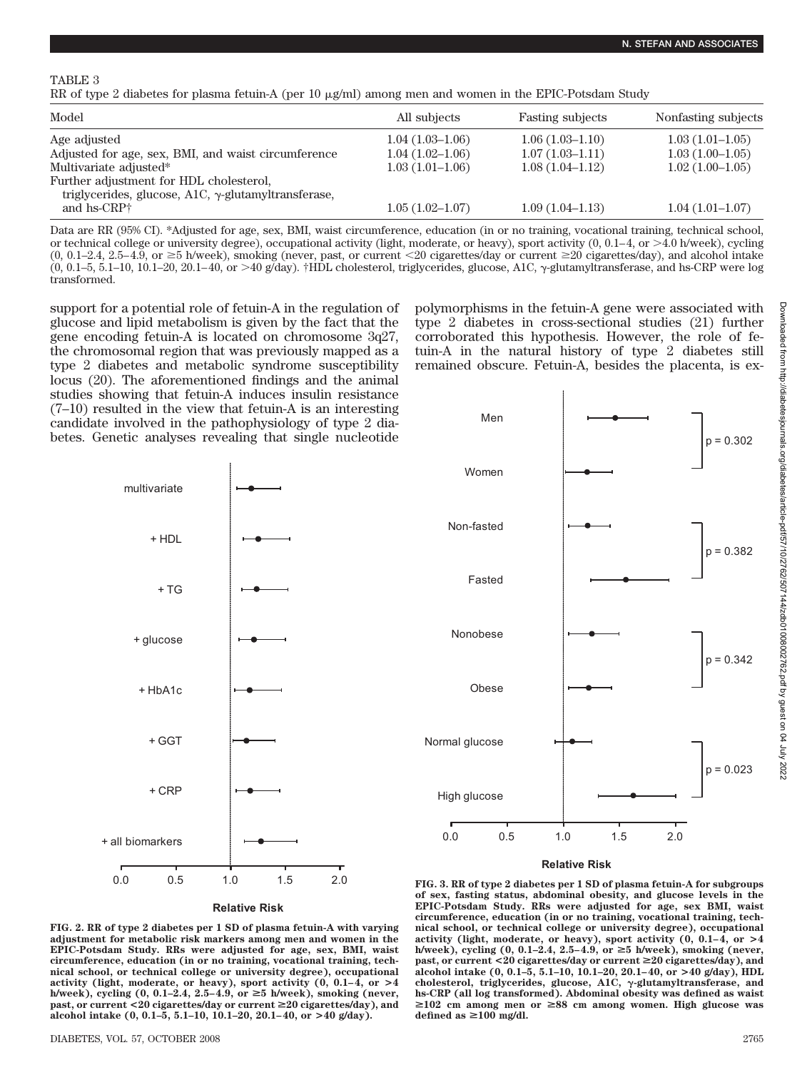TABLE 3
RR of type 2 diabetes for plasma fetuin-A (per 10 μg/ml) among men and women in the EPIC-Potsdam Study

| Model | All subjects | Fasting subjects | Nonfasting subjects |
|---|---|---|---|
| Age adjusted | 1.04 (1.03–1.06) | 1.06 (1.03–1.10) | 1.03 (1.01–1.05) |
| Adjusted for age, sex, BMI, and waist circumference | 1.04 (1.02–1.06) | 1.07 (1.03–1.11) | 1.03 (1.00–1.05) |
| Multivariate adjusted* | 1.03 (1.01–1.06) | 1.08 (1.04–1.12) | 1.02 (1.00–1.05) |
| Further adjustment for HDL cholesterol, triglycerides, glucose, A1C, γ-glutamyltransferase, and hs-CRP† | 1.05 (1.02–1.07) | 1.09 (1.04–1.13) | 1.04 (1.01–1.07) |

Data are RR (95% CI). *Adjusted for age, sex, BMI, waist circumference, education (in or no training, vocational training, technical school, or technical college or university degree), occupational activity (light, moderate, or heavy), sport activity (0, 0.1–4, or >4.0 h/week), cycling (0, 0.1–2.4, 2.5–4.9, or ≥5 h/week), smoking (never, past, or current <20 cigarettes/day or current ≥20 cigarettes/day), and alcohol intake (0, 0.1–5, 5.1–10, 10.1–20, 20.1–40, or >40 g/day). †HDL cholesterol, triglycerides, glucose, A1C, γ-glutamyltransferase, and hs-CRP were log transformed.

support for a potential role of fetuin-A in the regulation of glucose and lipid metabolism is given by the fact that the gene encoding fetuin-A is located on chromosome 3q27, the chromosomal region that was previously mapped as a type 2 diabetes and metabolic syndrome susceptibility locus (20). The aforementioned findings and the animal studies showing that fetuin-A induces insulin resistance (7–10) resulted in the view that fetuin-A is an interesting candidate involved in the pathophysiology of type 2 diabetes. Genetic analyses revealing that single nucleotide polymorphisms in the fetuin-A gene were associated with type 2 diabetes in cross-sectional studies (21) further corroborated this hypothesis. However, the role of fetuin-A in the natural history of type 2 diabetes still remained obscure. Fetuin-A, besides the placenta, is ex-

**FIG. 2. RR of type 2 diabetes per 1 SD of plasma fetuin-A with varying adjustment for metabolic risk markers among men and women in the EPIC-Potsdam Study. RRs were adjusted for age, sex, BMI, waist circumference, education (in or no training, vocational training, technical school, or technical college or university degree), occupational activity (light, moderate, or heavy), sport activity (0, 0.1–4, or >4 h/week), cycling (0, 0.1–2.4, 2.5–4.9, or ≥5 h/week), smoking (never, past, or current <20 cigarettes/day or current ≥20 cigarettes/day), and alcohol intake (0, 0.1–5, 5.1–10, 10.1–20, 20.1–40, or >40 g/day).**

**FIG. 3. RR of type 2 diabetes per 1 SD of plasma fetuin-A for subgroups of sex, fasting status, abdominal obesity, and glucose levels in the EPIC-Potsdam Study. RRs were adjusted for age, sex BMI, waist circumference, education (in or no training, vocational training, technical school, or technical college or university degree), occupational activity (light, moderate, or heavy), sport activity (0, 0.1–4, or >4 h/week), cycling (0, 0.1–2.4, 2.5–4.9, or ≥5 h/week), smoking (never, past, or current <20 cigarettes/day or current ≥20 cigarettes/day), and alcohol intake (0, 0.1–5, 5.1–10, 10.1–20, 20.1–40, or >40 g/day), HDL cholesterol, triglycerides, glucose, A1C, γ-glutamyltransferase, and hs-CRP (all log transformed). Abdominal obesity was defined as waist ≥102 cm among men or ≥88 cm among women. High glucose was defined as ≥100 mg/dl.**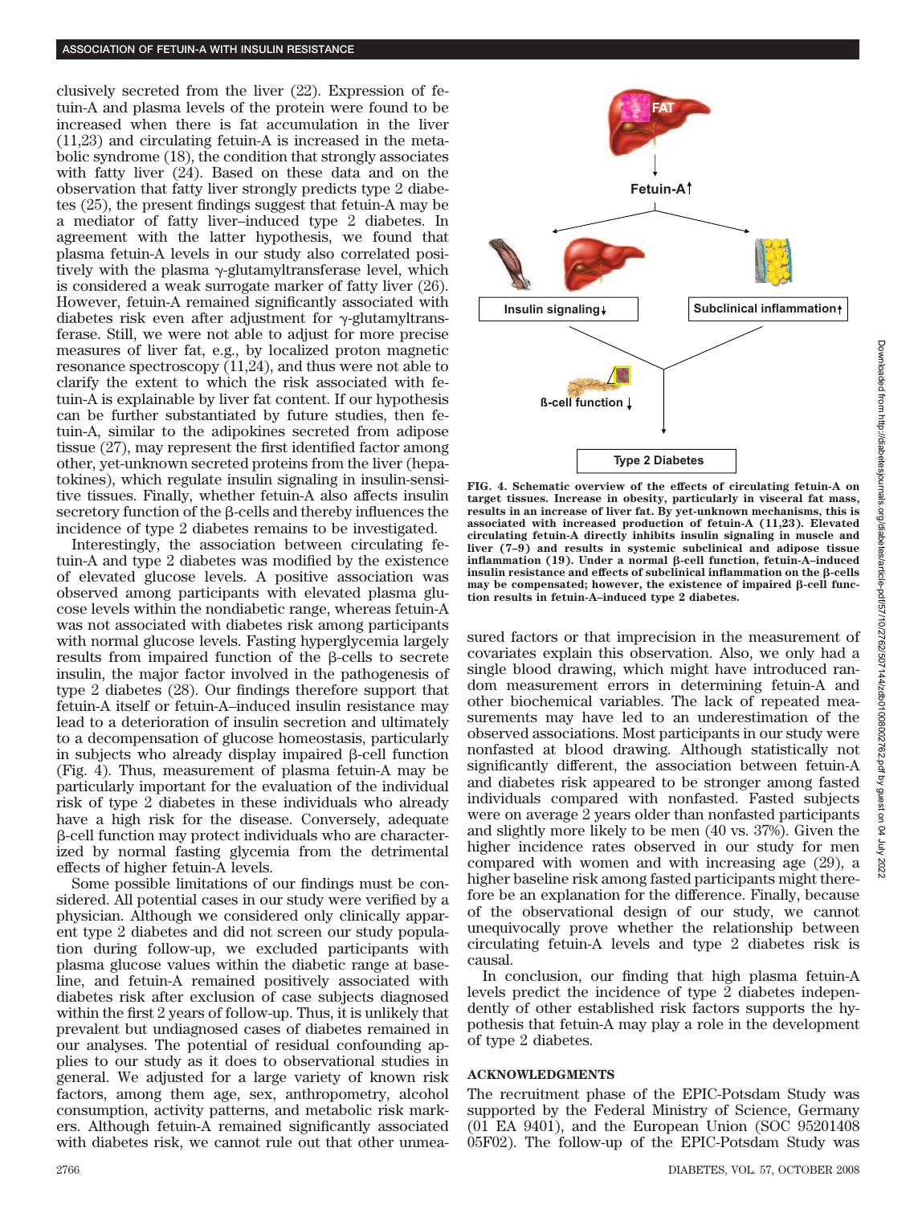clusively secreted from the liver (22). Expression of fetuin-A and plasma levels of the protein were found to be increased when there is fat accumulation in the liver (11,23) and circulating fetuin-A is increased in the metabolic syndrome (18), the condition that strongly associates with fatty liver (24). Based on these data and on the observation that fatty liver strongly predicts type 2 diabetes (25), the present findings suggest that fetuin-A may be a mediator of fatty liver–induced type 2 diabetes. In agreement with the latter hypothesis, we found that plasma fetuin-A levels in our study also correlated positively with the plasma γ-glutamyltransferase level, which is considered a weak surrogate marker of fatty liver (26). However, fetuin-A remained significantly associated with diabetes risk even after adjustment for γ-glutamyltransferase. Still, we were not able to adjust for more precise measures of liver fat, e.g., by localized proton magnetic resonance spectroscopy (11,24), and thus were not able to clarify the extent to which the risk associated with fetuin-A is explainable by liver fat content. If our hypothesis can be further substantiated by future studies, then fetuin-A, similar to the adipokines secreted from adipose tissue (27), may represent the first identified factor among other, yet-unknown secreted proteins from the liver (hepatokines), which regulate insulin signaling in insulin-sensitive tissues. Finally, whether fetuin-A also affects insulin secretory function of the β-cells and thereby influences the incidence of type 2 diabetes remains to be investigated.

Interestingly, the association between circulating fetuin-A and type 2 diabetes was modified by the existence of elevated glucose levels. A positive association was observed among participants with elevated plasma glucose levels within the nondiabetic range, whereas fetuin-A was not associated with diabetes risk among participants with normal glucose levels. Fasting hyperglycemia largely results from impaired function of the β-cells to secrete insulin, the major factor involved in the pathogenesis of type 2 diabetes (28). Our findings therefore support that fetuin-A itself or fetuin-A–induced insulin resistance may lead to a deterioration of insulin secretion and ultimately to a decompensation of glucose homeostasis, particularly in subjects who already display impaired β-cell function (Fig. 4). Thus, measurement of plasma fetuin-A may be particularly important for the evaluation of the individual risk of type 2 diabetes in these individuals who already have a high risk for the disease. Conversely, adequate β-cell function may protect individuals who are characterized by normal fasting glycemia from the detrimental effects of higher fetuin-A levels.

Some possible limitations of our findings must be considered. All potential cases in our study were verified by a physician. Although we considered only clinically apparent type 2 diabetes and did not screen our study population during follow-up, we excluded participants with plasma glucose values within the diabetic range at baseline, and fetuin-A remained positively associated with diabetes risk after exclusion of case subjects diagnosed within the first 2 years of follow-up. Thus, it is unlikely that prevalent but undiagnosed cases of diabetes remained in our analyses. The potential of residual confounding applies to our study as it does to observational studies in general. We adjusted for a large variety of known risk factors, among them age, sex, anthropometry, alcohol consumption, activity patterns, and metabolic risk markers. Although fetuin-A remained significantly associated with diabetes risk, we cannot rule out that other unmeasured factors or that imprecision in the measurement of covariates explain this observation. Also, we only had a single blood drawing, which might have introduced random measurement errors in determining fetuin-A and other biochemical variables. The lack of repeated measurements may have led to an underestimation of the observed associations. Most participants in our study were nonfasted at blood drawing. Although statistically not significantly different, the association between fetuin-A and diabetes risk appeared to be stronger among fasted individuals compared with nonfasted. Fasted subjects were on average 2 years older than nonfasted participants and slightly more likely to be men (40 vs. 37%). Given the higher incidence rates observed in our study for men compared with women and with increasing age (29), a higher baseline risk among fasted participants might therefore be an explanation for the difference. Finally, because of the observational design of our study, we cannot unequivocally prove whether the relationship between circulating fetuin-A levels and type 2 diabetes risk is causal.

In conclusion, our finding that high plasma fetuin-A levels predict the incidence of type 2 diabetes independently of other established risk factors supports the hypothesis that fetuin-A may play a role in the development of type 2 diabetes.

**FIG. 4. Schematic overview of the effects of circulating fetuin-A on target tissues. Increase in obesity, particularly in visceral fat mass, results in an increase of liver fat. By yet-unknown mechanisms, this is associated with increased production of fetuin-A (11,23). Elevated circulating fetuin-A directly inhibits insulin signaling in muscle and liver (7–9) and results in systemic subclinical and adipose tissue inflammation (19). Under a normal β-cell function, fetuin-A–induced insulin resistance and effects of subclinical inflammation on the β-cells may be compensated; however, the existence of impaired β-cell function results in fetuin-A–induced type 2 diabetes.**

## ACKNOWLEDGMENTS

The recruitment phase of the EPIC-Potsdam Study was supported by the Federal Ministry of Science, Germany (01 EA 9401), and the European Union (SOC 95201408 05F02). The follow-up of the EPIC-Potsdam Study was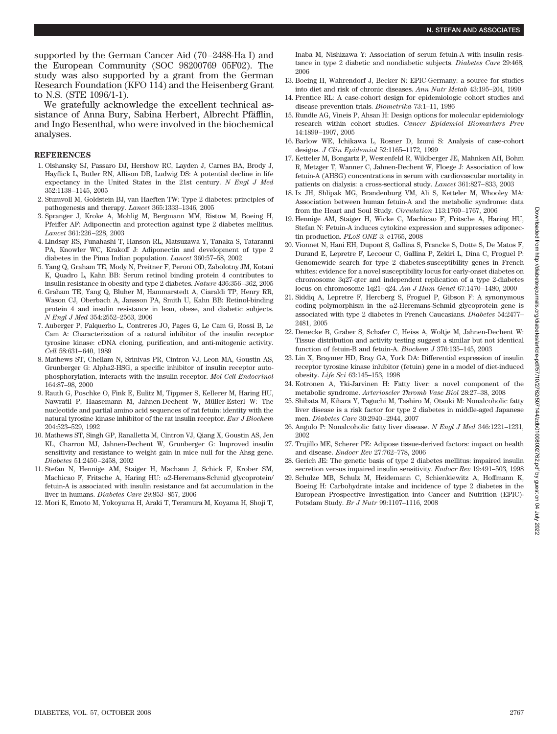supported by the German Cancer Aid (70–2488-Ha I) and the European Community (SOC 98200769 05F02). The study was also supported by a grant from the German Research Foundation (KFO 114) and the Heisenberg Grant to N.S. (STE 1096/1-1).

We gratefully acknowledge the excellent technical assistance of Anna Bury, Sabina Herbert, Albrecht Pfäfflin, and Ingo Besenthal, who were involved in the biochemical analyses.

## REFERENCES

1. Olshansky SJ, Passaro DJ, Hershow RC, Layden J, Carnes BA, Brody J, Hayflick L, Butler RN, Allison DB, Ludwig DS: A potential decline in life expectancy in the United States in the 21st century. *N Engl J Med* 352:1138–1145, 2005
2. Stumvoll M, Goldstein BJ, van Haeften TW: Type 2 diabetes: principles of pathogenesis and therapy. *Lancet* 365:1333–1346, 2005
3. Spranger J, Kroke A, Mohlig M, Bergmann MM, Ristow M, Boeing H, Pfeiffer AF: Adiponectin and protection against type 2 diabetes mellitus. *Lancet* 361:226–228, 2003
4. Lindsay RS, Funahashi T, Hanson RL, Matsuzawa Y, Tanaka S, Tataranni PA, Knowler WC, Krakoff J: Adiponectin and development of type 2 diabetes in the Pima Indian population. *Lancet* 360:57–58, 2002
5. Yang Q, Graham TE, Mody N, Preitner F, Peroni OD, Zabolotny JM, Kotani K, Quadro L, Kahn BB: Serum retinol binding protein 4 contributes to insulin resistance in obesity and type 2 diabetes. *Nature* 436:356–362, 2005
6. Graham TE, Yang Q, Bluher M, Hammarstedt A, Ciaraldi TP, Henry RR, Wason CJ, Oberbach A, Jansson PA, Smith U, Kahn BB: Retinol-binding protein 4 and insulin resistance in lean, obese, and diabetic subjects. *N Engl J Med* 354:2552–2563, 2006
7. Auberger P, Falquerho L, Contreres JO, Pages G, Le Cam G, Rossi B, Le Cam A: Characterization of a natural inhibitor of the insulin receptor tyrosine kinase: cDNA cloning, purification, and anti-mitogenic activity. *Cell* 58:631–640, 1989
8. Mathews ST, Chellam N, Srinivas PR, Cintron VJ, Leon MA, Goustin AS, Grunberger G: Alpha2-HSG, a specific inhibitor of insulin receptor autophosphorylation, interacts with the insulin receptor. *Mol Cell Endocrinol* 164:87–98, 2000
9. Rauth G, Poschke O, Fink E, Eulitz M, Tippmer S, Kellerer M, Haring HU, Nawratil P, Haasemann M, Jahnen-Dechent W, Müller-Esterl W: The nucleotide and partial amino acid sequences of rat fetuin: identity with the natural tyrosine kinase inhibitor of the rat insulin receptor. *Eur J Biochem* 204:523–529, 1992
10. Mathews ST, Singh GP, Ranalletta M, Cintron VJ, Qiang X, Goustin AS, Jen KL, Charron MJ, Jahnen-Dechent W, Grunberger G: Improved insulin sensitivity and resistance to weight gain in mice null for the Ahsg gene. *Diabetes* 51:2450–2458, 2002
11. Stefan N, Hennige AM, Staiger H, Machann J, Schick F, Krober SM, Machicao F, Fritsche A, Haring HU: α2-Heremans-Schmid glycoprotein/fetuin-A is associated with insulin resistance and fat accumulation in the liver in humans. *Diabetes Care* 29:853–857, 2006
12. Mori K, Emoto M, Yokoyama H, Araki T, Teramura M, Koyama H, Shoji T, Inaba M, Nishizawa Y: Association of serum fetuin-A with insulin resistance in type 2 diabetic and nondiabetic subjects. *Diabetes Care* 29:468, 2006
13. Boeing H, Wahrendorf J, Becker N: EPIC-Germany: a source for studies into diet and risk of chronic diseases. *Ann Nutr Metab* 43:195–204, 1999
14. Prentice RL: A case-cohort design for epidemiologic cohort studies and disease prevention trials. *Biometrika* 73:1–11, 1986
15. Rundle AG, Vineis P, Ahsan H: Design options for molecular epidemiology research within cohort studies. *Cancer Epidemiol Biomarkers Prev* 14:1899–1907, 2005
16. Barlow WE, Ichikawa L, Rosner D, Izumi S: Analysis of case-cohort designs. *J Clin Epidemiol* 52:1165–1172, 1999
17. Ketteler M, Bongartz P, Westenfeld R, Wildberger JE, Mahnken AH, Bohm R, Metzger T, Wanner C, Jahnen-Dechent W, Floege J: Association of low fetuin-A (AHSG) concentrations in serum with cardiovascular mortality in patients on dialysis: a cross-sectional study. *Lancet* 361:827–833, 2003
18. Ix JH, Shlipak MG, Brandenburg VM, Ali S, Ketteler M, Whooley MA: Association between human fetuin-A and the metabolic syndrome: data from the Heart and Soul Study. *Circulation* 113:1760–1767, 2006
19. Hennige AM, Staiger H, Wicke C, Machicao F, Fritsche A, Haring HU, Stefan N: Fetuin-A induces cytokine expression and suppresses adiponectin production. *PLoS ONE* 3: e1765, 2008
20. Vionnet N, Hani EH, Dupont S, Gallina S, Francke S, Dotte S, De Matos F, Durand E, Lepretre F, Lecoeur C, Gallina P, Zekiri L, Dina C, Froguel P: Genomewide search for type 2 diabetes-susceptibility genes in French whites: evidence for a novel susceptibility locus for early-onset diabetes on chromosome 3q27-qter and independent replication of a type 2-diabetes locus on chromosome 1q21–q24. *Am J Hum Genet* 67:1470–1480, 2000
21. Siddiq A, Lepretre F, Hercberg S, Froguel P, Gibson F: A synonymous coding polymorphism in the α2-Heremans-Schmid glycoprotein gene is associated with type 2 diabetes in French Caucasians. *Diabetes* 54:2477–2481, 2005
22. Denecke B, Graber S, Schafer C, Heiss A, Woltje M, Jahnen-Dechent W: Tissue distribution and activity testing suggest a similar but not identical function of fetuin-B and fetuin-A. *Biochem J* 376:135–145, 2003
23. Lin X, Braymer HD, Bray GA, York DA: Differential expression of insulin receptor tyrosine kinase inhibitor (fetuin) gene in a model of diet-induced obesity. *Life Sci* 63:145–153, 1998
24. Kotronen A, Yki-Jarvinen H: Fatty liver: a novel component of the metabolic syndrome. *Arterioscler Thromb Vasc Biol* 28:27–38, 2008
25. Shibata M, Kihara Y, Taguchi M, Tashiro M, Otsuki M: Nonalcoholic fatty liver disease is a risk factor for type 2 diabetes in middle-aged Japanese men. *Diabetes Care* 30:2940–2944, 2007
26. Angulo P: Nonalcoholic fatty liver disease. *N Engl J Med* 346:1221–1231, 2002
27. Trujillo ME, Scherer PE: Adipose tissue-derived factors: impact on health and disease. *Endocr Rev* 27:762–778, 2006
28. Gerich JE: The genetic basis of type 2 diabetes mellitus: impaired insulin secretion versus impaired insulin sensitivity. *Endocr Rev* 19:491–503, 1998
29. Schulze MB, Schulz M, Heidemann C, Schienkiewitz A, Hoffmann K, Boeing H: Carbohydrate intake and incidence of type 2 diabetes in the European Prospective Investigation into Cancer and Nutrition (EPIC)-Potsdam Study. *Br J Nutr* 99:1107–1116, 2008